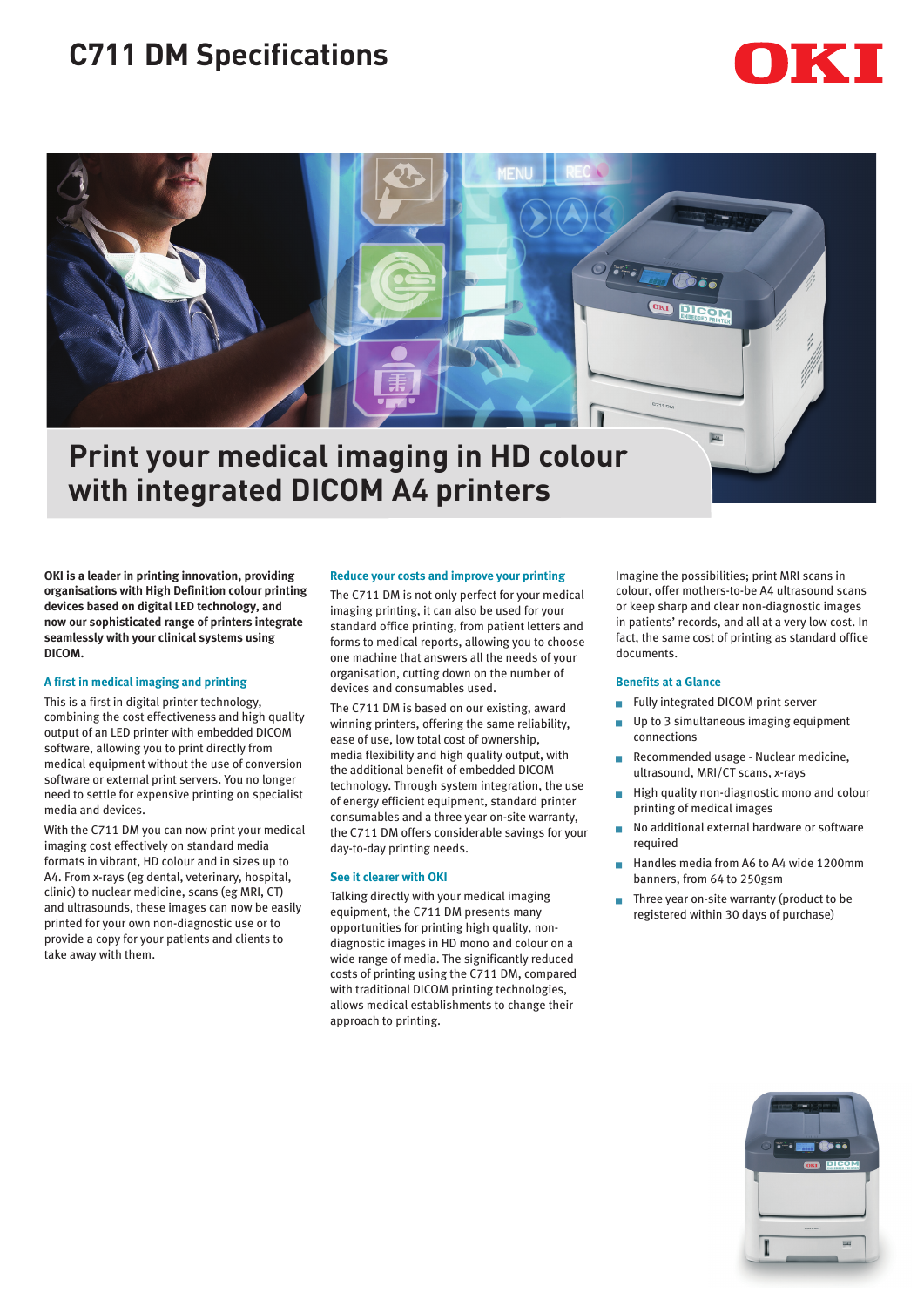# C711 DM Specifications

OKI

## Print your medical imaging in HD colour with integrated DICOM A4 printers

**OKI is a leader in printing innovation, providing organisations with High Definition colour printing devices based on digital LED technology, and now our sophisticated range of printers integrate seamlessly with your clinical systems using DICOM.**

### A first in medical imaging and printing

This is a first in digital printer technology, combining the cost effectiveness and high quality output of an LED printer with embedded DICOM software, allowing you to print directly from medical equipment without the use of conversion software or external print servers. You no longer need to settle for expensive printing on specialist media and devices.

With the C711 DM you can now print your medical imaging cost effectively on standard media formats in vibrant, HD colour and in sizes up to A4. From x-rays (eg dental, veterinary, hospital, clinic) to nuclear medicine, scans (eg MRI, CT) and ultrasounds, these images can now be easily printed for your own non-diagnostic use or to provide a copy for your patients and clients to take away with them.

### Reduce your costs and improve your printing

The C711 DM is not only perfect for your medical imaging printing, it can also be used for your standard office printing, from patient letters and forms to medical reports, allowing you to choose one machine that answers all the needs of your organisation, cutting down on the number of devices and consumables used.

The C711 DM is based on our existing, award winning printers, offering the same reliability, ease of use, low total cost of ownership, media flexibility and high quality output, with the additional benefit of embedded DICOM technology. Through system integration, the use of energy efficient equipment, standard printer consumables and a three year on-site warranty, the C711 DM offers considerable savings for your day-to-day printing needs.

### See it clearer with OKI

Talking directly with your medical imaging equipment, the C711 DM presents many opportunities for printing high quality, non-diagnostic images in HD mono and colour on a wide range of media. The significantly reduced costs of printing using the C711 DM, compared with traditional DICOM printing technologies, allows medical establishments to change their approach to printing.

Imagine the possibilities; print MRI scans in colour, offer mothers-to-be A4 ultrasound scans or keep sharp and clear non-diagnostic images in patients' records, and all at a very low cost. In fact, the same cost of printing as standard office documents.

### Benefits at a Glance

- Fully integrated DICOM print server
- Up to 3 simultaneous imaging equipment connections
- Recommended usage - Nuclear medicine, ultrasound, MRI/CT scans, x-rays
- High quality non-diagnostic mono and colour printing of medical images
- No additional external hardware or software required
- Handles media from A6 to A4 wide 1200mm banners, from 64 to 250gsm
- Three year on-site warranty (product to be registered within 30 days of purchase)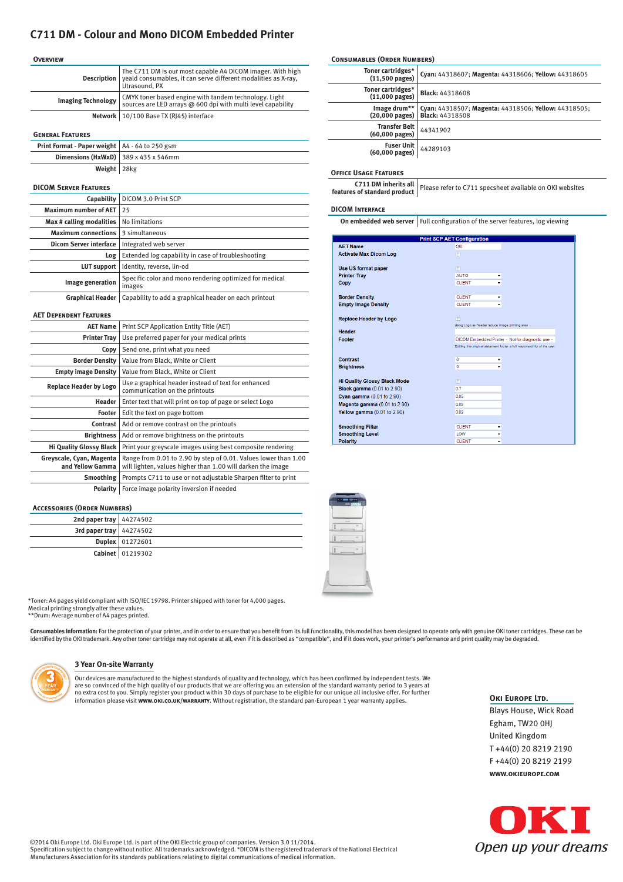# C711 DM - Colour and Mono DICOM Embedded Printer

## Overview

| | |
|---|---|
| **Description** | The C711 DM is our most capable A4 DICOM imager. With high yeald consumables, it can serve different modalities as X-ray, Utrasound, PX |
| **Imaging Technology** | CMYK toner based engine with tandem technology. Light sources are LED arrays @ 600 dpi with multi level capability |
| **Network** | 10/100 Base TX (RJ45) interface |

## General Features

| | |
|---|---|
| **Print Format - Paper weight** | A4 - 64 to 250 gsm |
| **Dimensions (HxWxD)** | 389 x 435 x 546mm |
| **Weight** | 28kg |

## DICOM Server Features

| | |
|---|---|
| **Capability** | DICOM 3.0 Print SCP |
| **Maximum number of AET** | 25 |
| **Max # calling modalities** | No limitations |
| **Maximum connections** | 3 simultaneous |
| **Dicom Server interface** | Integrated web server |
| **Log** | Extended log capability in case of troubleshooting |
| **LUT support** | identity, reverse, lin-od |
| **Image generation** | Specific color and mono rendering optimized for medical images |
| **Graphical Header** | Capability to add a graphical header on each printout |

## AET Dependent Features

| | |
|---|---|
| **AET Name** | Print SCP Application Entity Title (AET) |
| **Printer Tray** | Use preferred paper for your medical prints |
| **Copy** | Send one, print what you need |
| **Border Density** | Value from Black, White or Client |
| **Empty image Density** | Value from Black, White or Client |
| **Replace Header by Logo** | Use a graphical header instead of text for enhanced communication on the printouts |
| **Header** | Enter text that will print on top of page or select Logo |
| **Footer** | Edit the text on page bottom |
| **Contrast** | Add or remove contrast on the printouts |
| **Brightness** | Add or remove brightness on the printouts |
| **Hi Quality Glossy Black** | Print your greyscale images using best composite rendering |
| **Greyscale, Cyan, Magenta and Yellow Gamma** | Range from 0.01 to 2.90 by step of 0.01. Values lower than 1.00 will lighten, values higher than 1.00 will darken the image |
| **Smoothing** | Prompts C711 to use or not adjustable Sharpen filter to print |
| **Polarity** | Force image polarity inversion if needed |

## Accessories (Order Numbers)

| | |
|---|---|
| **2nd paper tray** | 44274502 |
| **3rd paper tray** | 44274502 |
| **Duplex** | 01272601 |
| **Cabinet** | 01219302 |

## Consumables (Order Numbers)

| | |
|---|---|
| **Toner cartridges* (11,500 pages)** | **Cyan:** 44318607; **Magenta:** 44318606; **Yellow:** 44318605 |
| **Toner cartridges* (11,000 pages)** | **Black:** 44318608 |
| **Image drum** (20,000 pages)** | **Cyan:** 44318507; **Magenta:** 44318506; **Yellow:** 44318505; **Black:** 44318508 |
| **Transfer Belt (60,000 pages)** | 44341902 |
| **Fuser Unit (60,000 pages)** | 44289103 |

## Office Usage Features

| | |
|---|---|
| **C711 DM inherits all features of standard product** | Please refer to C711 specsheet available on OKI websites |

## DICOM Interface

| | |
|---|---|
| **On embedded web server** | Full configuration of the server features, log viewing |

**Print SCP AET Configuration**

| | |
|---|---|
| AET Name | OKI |
| Activate Max Dicom Log | ☐ |
| Use US format paper | ☐ |
| Printer Tray | AUTO |
| Copy | CLIENT |
| Border Density | CLIENT |
| Empty Image Density | CLIENT |
| Replace Header by Logo | ☐ Using Logo as Header reduce image printing area |
| Header | |
| Footer | DICOM Embedded Printer - Not for diagnostic use - (Editing this original statement footer is full responsability of the user) |
| Contrast | 0 |
| Brightness | 0 |
| Hi Quality Glossy Black Mode | ☐ |
| Black gamma (0.01 to 2.90) | 0.7 |
| Cyan gamma (0.01 to 2.90) | 0.85 |
| Magenta gamma (0.01 to 2.90) | 0.89 |
| Yellow gamma (0.01 to 2.90) | 0.82 |
| Smoothing Filter | CLIENT |
| Smoothing Level | LOW |
| Polarity | CLIENT |

*Toner: A4 pages yield compliant with ISO/IEC 19798. Printer shipped with toner for 4,000 pages. Medical printing strongly alter these values.
**Drum: Average number of A4 pages printed.

**Consumables Information:** For the protection of your printer, and in order to ensure that you benefit from its full functionality, this model has been designed to operate only with genuine OKI toner cartridges. These can be identified by the OKI trademark. Any other toner cartridge may not operate at all, even if it is described as "compatible", and if it does work, your printer's performance and print quality may be degraded.

## 3 Year On-site Warranty

Our devices are manufactured to the highest standards of quality and technology, which has been confirmed by independent tests. We are so convinced of the high quality of our products that we are offering you an extension of the standard warranty period to 3 years at no extra cost to you. Simply register your product within 30 days of purchase to be eligible for our unique all inclusive offer. For further information please visit **www.oki.co.uk/warranty**. Without registration, the standard pan-European 1 year warranty applies.

**Oki Europe Ltd.**
Blays House, Wick Road
Egham, TW20 0HJ
United Kingdom
T +44(0) 20 8219 2190
F +44(0) 20 8219 2199
**www.okieurope.com**

OKI
*Open up your dreams*

©2014 Oki Europe Ltd. Oki Europe Ltd. is part of the OKI Electric group of companies. Version 3.0 11/2014.
Specification subject to change without notice. All trademarks acknowledged. *DICOM is the registered trademark of the National Electrical Manufacturers Association for its standards publications relating to digital communications of medical information.